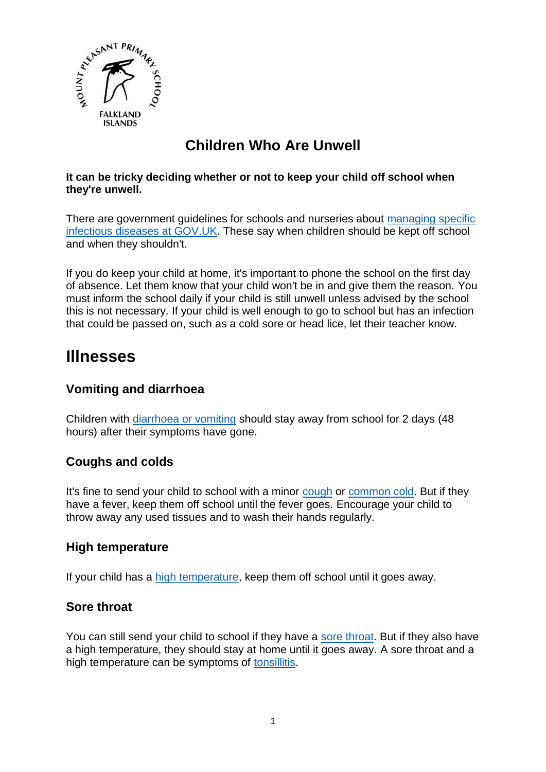# Children Who Are Unwell

**It can be tricky deciding whether or not to keep your child off school when they're unwell.**

There are government guidelines for schools and nurseries about managing specific infectious diseases at GOV.UK. These say when children should be kept off school and when they shouldn't.

If you do keep your child at home, it's important to phone the school on the first day of absence. Let them know that your child won't be in and give them the reason. You must inform the school daily if your child is still unwell unless advised by the school this is not necessary. If your child is well enough to go to school but has an infection that could be passed on, such as a cold sore or head lice, let their teacher know.

## Illnesses

### Vomiting and diarrhoea

Children with diarrhoea or vomiting should stay away from school for 2 days (48 hours) after their symptoms have gone.

### Coughs and colds

It's fine to send your child to school with a minor cough or common cold. But if they have a fever, keep them off school until the fever goes. Encourage your child to throw away any used tissues and to wash their hands regularly.

### High temperature

If your child has a high temperature, keep them off school until it goes away.

### Sore throat

You can still send your child to school if they have a sore throat. But if they also have a high temperature, they should stay at home until it goes away. A sore throat and a high temperature can be symptoms of tonsillitis.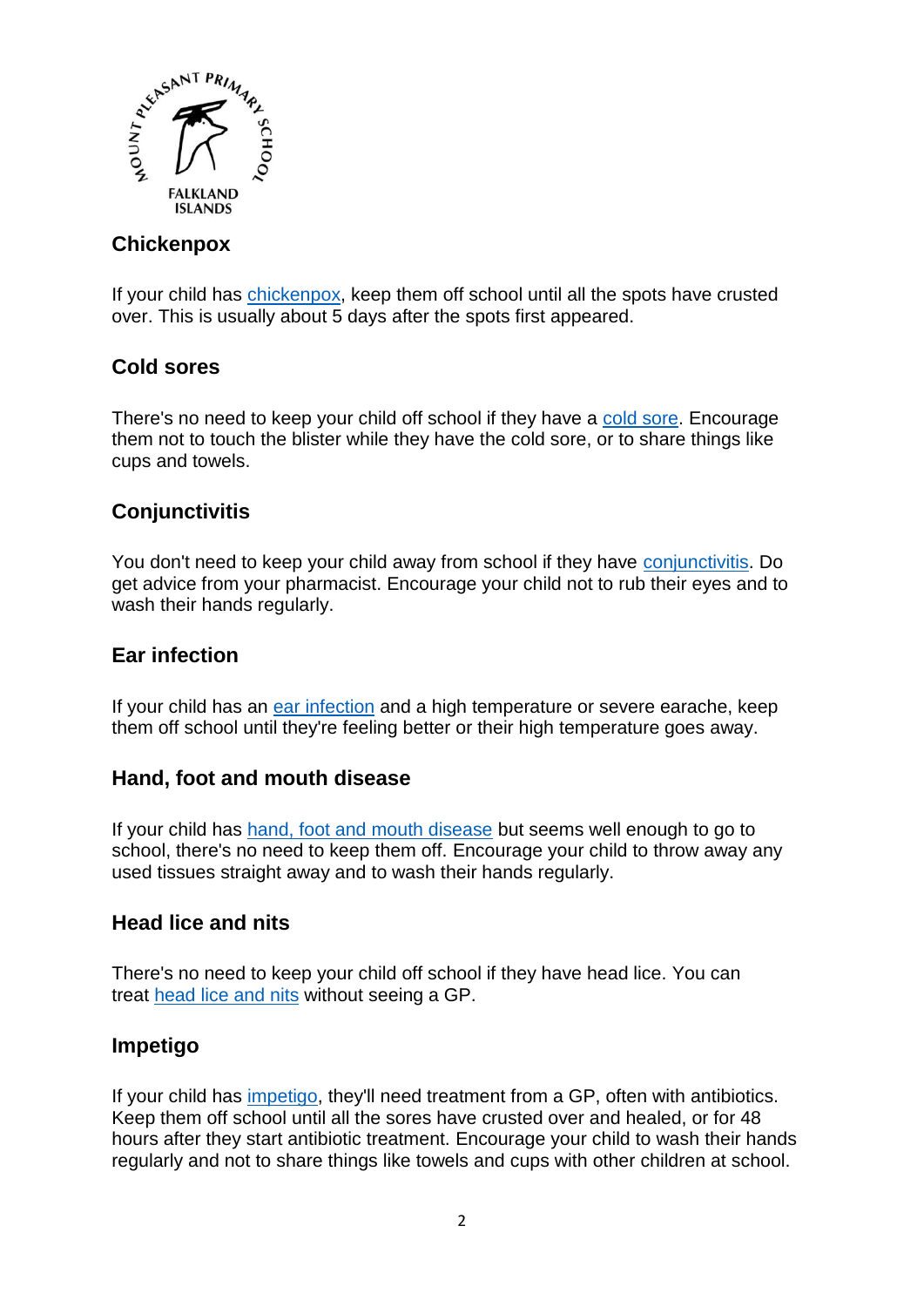## Chickenpox

If your child has chickenpox, keep them off school until all the spots have crusted over. This is usually about 5 days after the spots first appeared.

## Cold sores

There's no need to keep your child off school if they have a cold sore. Encourage them not to touch the blister while they have the cold sore, or to share things like cups and towels.

## Conjunctivitis

You don't need to keep your child away from school if they have conjunctivitis. Do get advice from your pharmacist. Encourage your child not to rub their eyes and to wash their hands regularly.

## Ear infection

If your child has an ear infection and a high temperature or severe earache, keep them off school until they're feeling better or their high temperature goes away.

## Hand, foot and mouth disease

If your child has hand, foot and mouth disease but seems well enough to go to school, there's no need to keep them off. Encourage your child to throw away any used tissues straight away and to wash their hands regularly.

## Head lice and nits

There's no need to keep your child off school if they have head lice. You can treat head lice and nits without seeing a GP.

## Impetigo

If your child has impetigo, they'll need treatment from a GP, often with antibiotics. Keep them off school until all the sores have crusted over and healed, or for 48 hours after they start antibiotic treatment. Encourage your child to wash their hands regularly and not to share things like towels and cups with other children at school.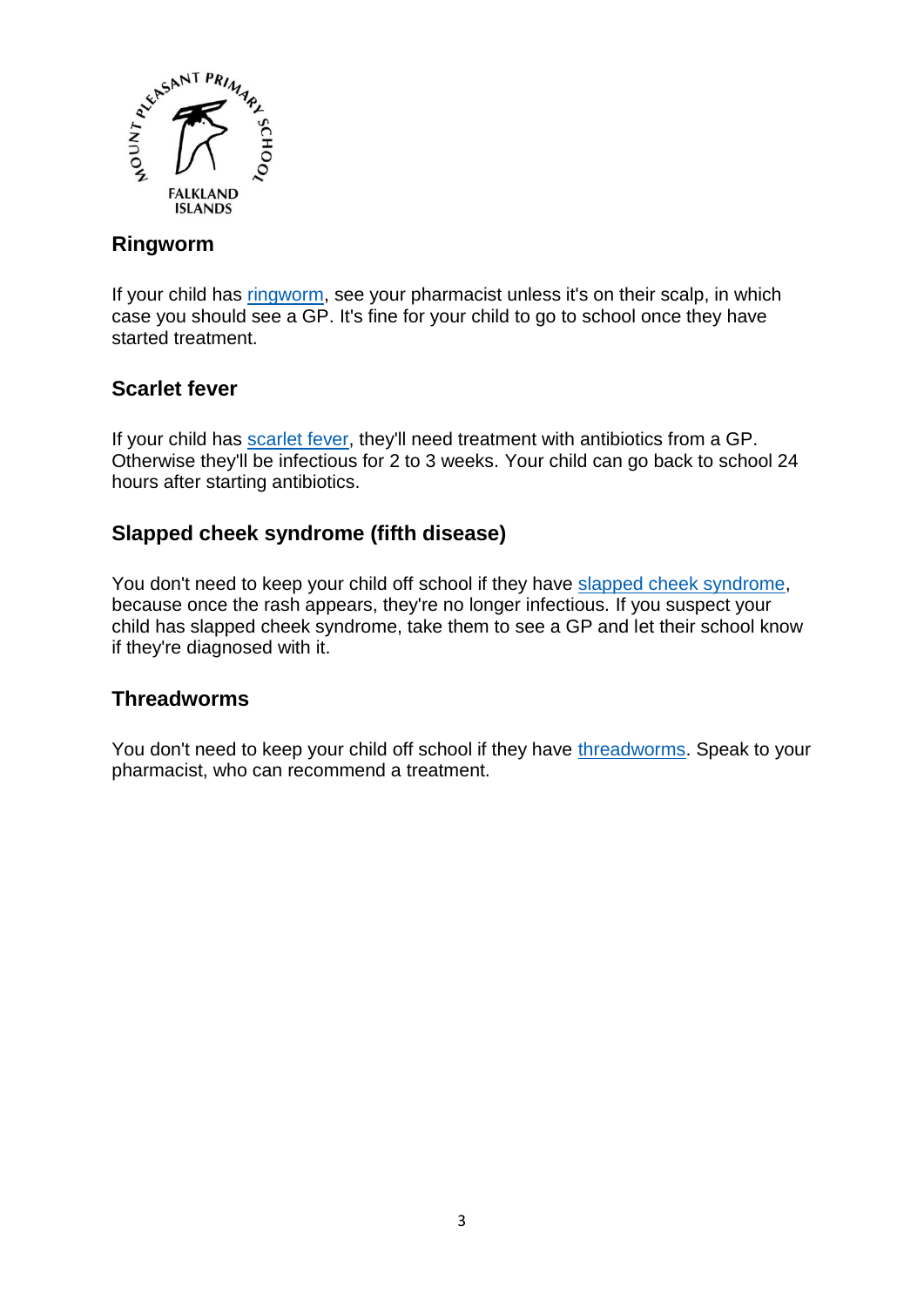## Ringworm

If your child has ringworm, see your pharmacist unless it's on their scalp, in which case you should see a GP. It's fine for your child to go to school once they have started treatment.

## Scarlet fever

If your child has scarlet fever, they'll need treatment with antibiotics from a GP. Otherwise they'll be infectious for 2 to 3 weeks. Your child can go back to school 24 hours after starting antibiotics.

## Slapped cheek syndrome (fifth disease)

You don't need to keep your child off school if they have slapped cheek syndrome, because once the rash appears, they're no longer infectious. If you suspect your child has slapped cheek syndrome, take them to see a GP and let their school know if they're diagnosed with it.

## Threadworms

You don't need to keep your child off school if they have threadworms. Speak to your pharmacist, who can recommend a treatment.